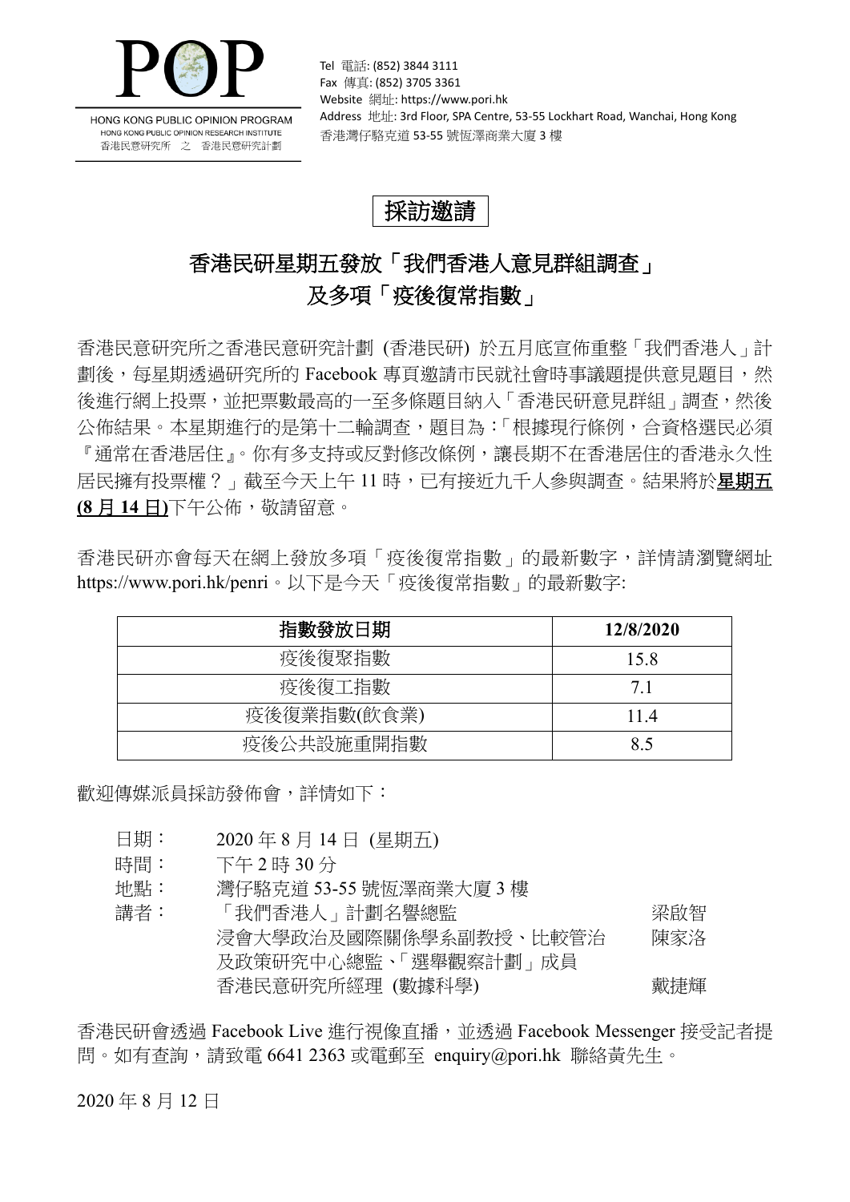POP

HONG KONG PUBLIC OPINION PROGRAM
HONG KONG PUBLIC OPINION RESEARCH INSTITUTE
香港民意研究所 之 香港民意研究計劃

Tel 電話: (852) 3844 3111
Fax 傳真: (852) 3705 3361
Website 網址: https://www.pori.hk
Address 地址: 3rd Floor, SPA Centre, 53-55 Lockhart Road, Wanchai, Hong Kong
香港灣仔駱克道 53-55 號恆澤商業大廈 3 樓

# 採訪邀請

## 香港民研星期五發放「我們香港人意見群組調查」及多項「疫後復常指數」

香港民意研究所之香港民意研究計劃 (香港民研) 於五月底宣佈重整「我們香港人」計劃後，每星期透過研究所的 Facebook 專頁邀請市民就社會時事議題提供意見題目，然後進行網上投票，並把票數最高的一至多條題目納入「香港民研意見群組」調查，然後公佈結果。本星期進行的是第十二輪調查，題目為：「根據現行條例，合資格選民必須『通常在香港居住』。你有多支持或反對修改條例，讓長期不在香港居住的香港永久性居民擁有投票權？」截至今天上午 11 時，已有接近九千人參與調查。結果將於**星期五 (8 月 14 日)**下午公佈，敬請留意。

香港民研亦會每天在網上發放多項「疫後復常指數」的最新數字，詳情請瀏覽網址 https://www.pori.hk/penri。以下是今天「疫後復常指數」的最新數字:

| 指數發放日期 | 12/8/2020 |
|---|---|
| 疫後復聚指數 | 15.8 |
| 疫後復工指數 | 7.1 |
| 疫後復業指數(飲食業) | 11.4 |
| 疫後公共設施重開指數 | 8.5 |

歡迎傳媒派員採訪發佈會，詳情如下：

日期： 2020 年 8 月 14 日 (星期五)
時間： 下午 2 時 30 分
地點： 灣仔駱克道 53-55 號恆澤商業大廈 3 樓
講者： 「我們香港人」計劃名譽總監 梁啟智
浸會大學政治及國際關係學系副教授、比較管治及政策研究中心總監、「選舉觀察計劃」成員 陳家洛
香港民意研究所經理 (數據科學) 戴捷輝

香港民研會透過 Facebook Live 進行視像直播，並透過 Facebook Messenger 接受記者提問。如有查詢，請致電 6641 2363 或電郵至 enquiry@pori.hk 聯絡黃先生。

2020 年 8 月 12 日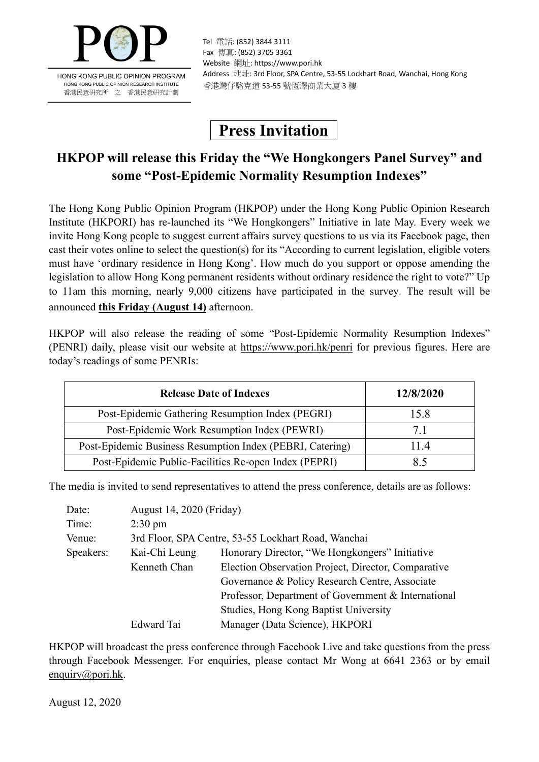POP

HONG KONG PUBLIC OPINION PROGRAM
HONG KONG PUBLIC OPINION RESEARCH INSTITUTE
香港民意研究所 之 香港民意研究計劃

Tel 電話: (852) 3844 3111
Fax 傳真: (852) 3705 3361
Website 網址: https://www.pori.hk
Address 地址: 3rd Floor, SPA Centre, 53-55 Lockhart Road, Wanchai, Hong Kong
香港灣仔駱克道 53-55 號恆澤商業大廈 3 樓

# Press Invitation

## HKPOP will release this Friday the "We Hongkongers Panel Survey" and some "Post-Epidemic Normality Resumption Indexes"

The Hong Kong Public Opinion Program (HKPOP) under the Hong Kong Public Opinion Research Institute (HKPORI) has re-launched its "We Hongkongers" Initiative in late May. Every week we invite Hong Kong people to suggest current affairs survey questions to us via its Facebook page, then cast their votes online to select the question(s) for its "According to current legislation, eligible voters must have 'ordinary residence in Hong Kong'. How much do you support or oppose amending the legislation to allow Hong Kong permanent residents without ordinary residence the right to vote?" Up to 11am this morning, nearly 9,000 citizens have participated in the survey. The result will be announced **this Friday (August 14)** afternoon.

HKPOP will also release the reading of some "Post-Epidemic Normality Resumption Indexes" (PENRI) daily, please visit our website at https://www.pori.hk/penri for previous figures. Here are today's readings of some PENRIs:

| Release Date of Indexes | 12/8/2020 |
|---|---|
| Post-Epidemic Gathering Resumption Index (PEGRI) | 15.8 |
| Post-Epidemic Work Resumption Index (PEWRI) | 7.1 |
| Post-Epidemic Business Resumption Index (PEBRI, Catering) | 11.4 |
| Post-Epidemic Public-Facilities Re-open Index (PEPRI) | 8.5 |

The media is invited to send representatives to attend the press conference, details are as follows:

| | | |
|---|---|---|
| Date: | August 14, 2020 (Friday) | |
| Time: | 2:30 pm | |
| Venue: | 3rd Floor, SPA Centre, 53-55 Lockhart Road, Wanchai | |
| Speakers: | Kai-Chi Leung | Honorary Director, "We Hongkongers" Initiative |
| | Kenneth Chan | Election Observation Project, Director, Comparative Governance & Policy Research Centre, Associate Professor, Department of Government & International Studies, Hong Kong Baptist University |
| | Edward Tai | Manager (Data Science), HKPORI |

HKPOP will broadcast the press conference through Facebook Live and take questions from the press through Facebook Messenger. For enquiries, please contact Mr Wong at 6641 2363 or by email enquiry@pori.hk.

August 12, 2020